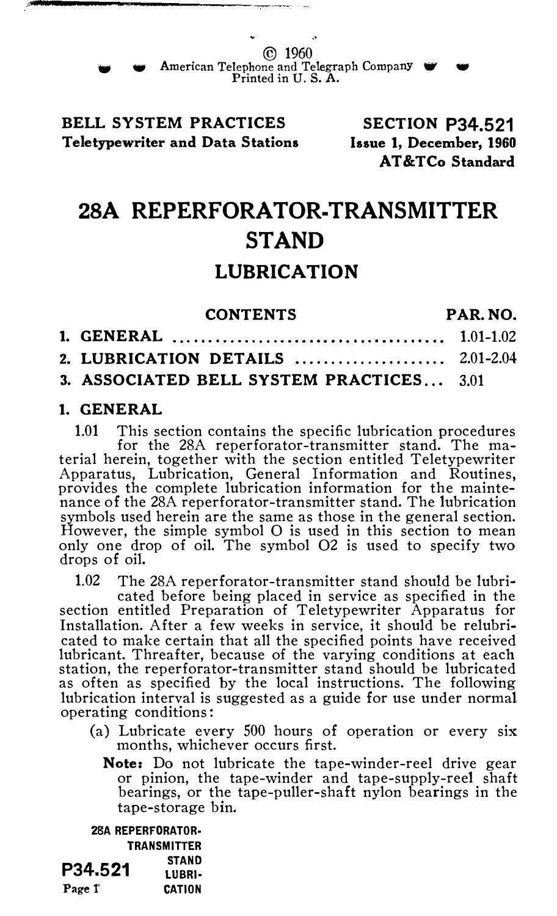© 1960
American Telephone and Telegraph Company
Printed in U. S. A.

**BELL SYSTEM PRACTICES**
**Teletypewriter and Data Stations**

**SECTION P34.521**
**Issue 1, December, 1960**
**AT&TCo Standard**

# 28A REPERFORATOR-TRANSMITTER STAND

## LUBRICATION

| CONTENTS | PAR. NO. |
|---|---|
| 1. GENERAL | 1.01-1.02 |
| 2. LUBRICATION DETAILS | 2.01-2.04 |
| 3. ASSOCIATED BELL SYSTEM PRACTICES | 3.01 |

## 1. GENERAL

1.01 This section contains the specific lubrication procedures for the 28A reperforator-transmitter stand. The material herein, together with the section entitled Teletypewriter Apparatus, Lubrication, General Information and Routines, provides the complete lubrication information for the maintenance of the 28A reperforator-transmitter stand. The lubrication symbols used herein are the same as those in the general section. However, the simple symbol O is used in this section to mean only one drop of oil. The symbol O2 is used to specify two drops of oil.

1.02 The 28A reperforator-transmitter stand should be lubricated before being placed in service as specified in the section entitled Preparation of Teletypewriter Apparatus for Installation. After a few weeks in service, it should be relubricated to make certain that all the specified points have received lubricant. Threafter, because of the varying conditions at each station, the reperforator-transmitter stand should be lubricated as often as specified by the local instructions. The following lubrication interval is suggested as a guide for use under normal operating conditions:

(a) Lubricate every 500 hours of operation or every six months, whichever occurs first.

**Note:** Do not lubricate the tape-winder-reel drive gear or pinion, the tape-winder and tape-supply-reel shaft bearings, or the tape-puller-shaft nylon bearings in the tape-storage bin.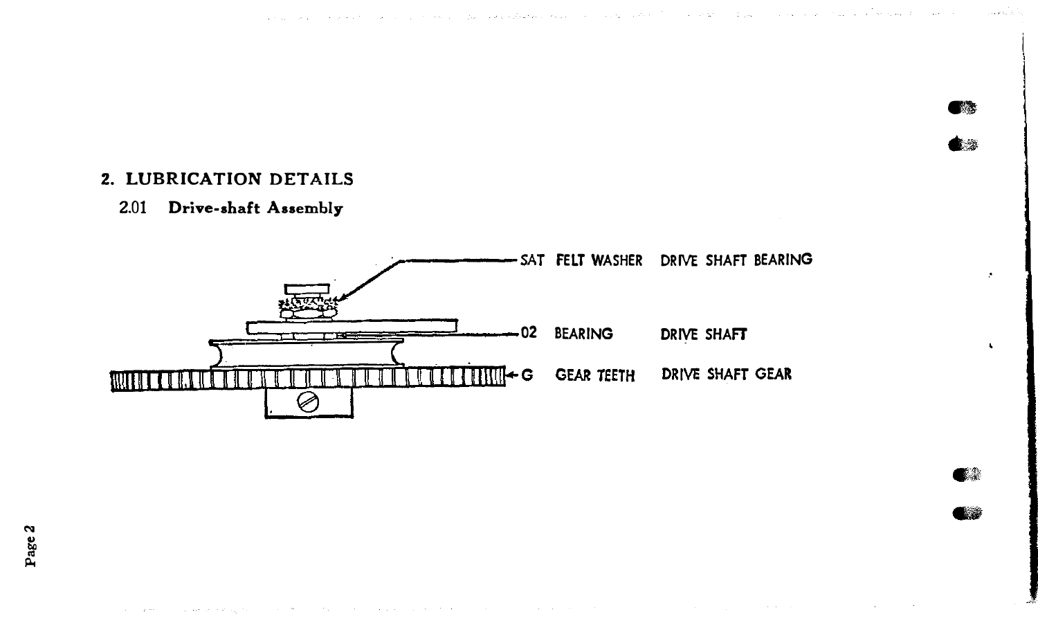## 2. LUBRICATION DETAILS

### 2.01 Drive-shaft Assembly

SAT FELT WASHER DRIVE SHAFT BEARING

02 BEARING DRIVE SHAFT

G GEAR TEETH DRIVE SHAFT GEAR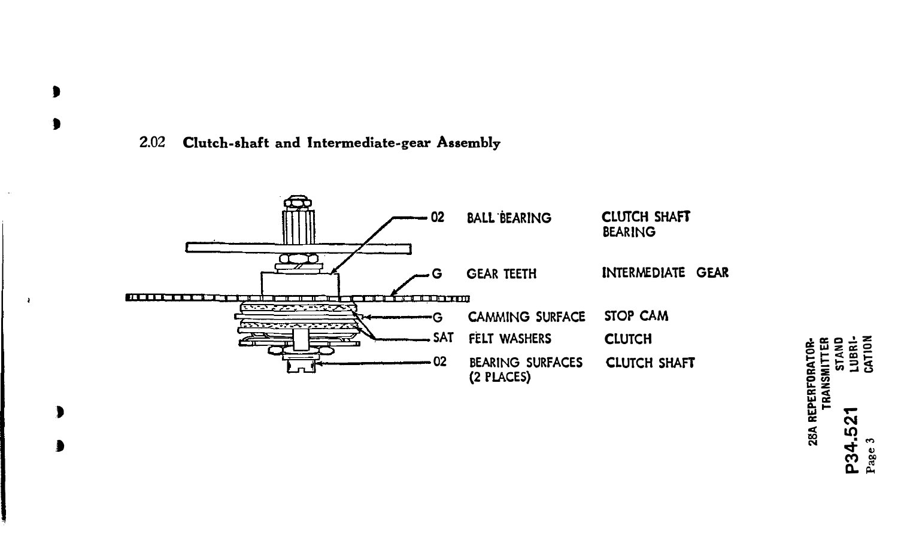## 2.02 Clutch-shaft and Intermediate-gear Assembly

| | | |
|---|---|---|
| 02 | BALL BEARING | CLUTCH SHAFT BEARING |
| G | GEAR TEETH | INTERMEDIATE GEAR |
| G | CAMMING SURFACE | STOP CAM |
| SAT | FELT WASHERS | CLUTCH |
| 02 | BEARING SURFACES (2 PLACES) | CLUTCH SHAFT |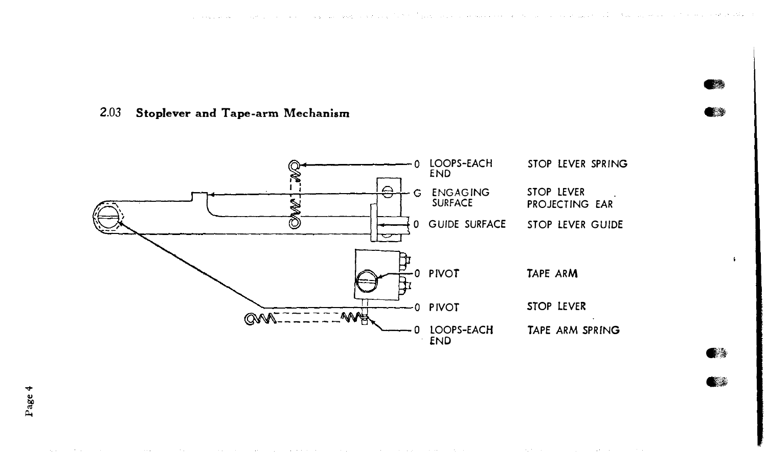### 2.03 Stoplever and Tape-arm Mechanism

| | | |
|---|---|---|
| 0 | LOOPS-EACH END | STOP LEVER SPRING |
| G | ENGAGING SURFACE | STOP LEVER PROJECTING EAR |
| 0 | GUIDE SURFACE | STOP LEVER GUIDE |
| 0 | PIVOT | TAPE ARM |
| 0 | PIVOT | STOP LEVER |
| 0 | LOOPS-EACH END | TAPE ARM SPRING |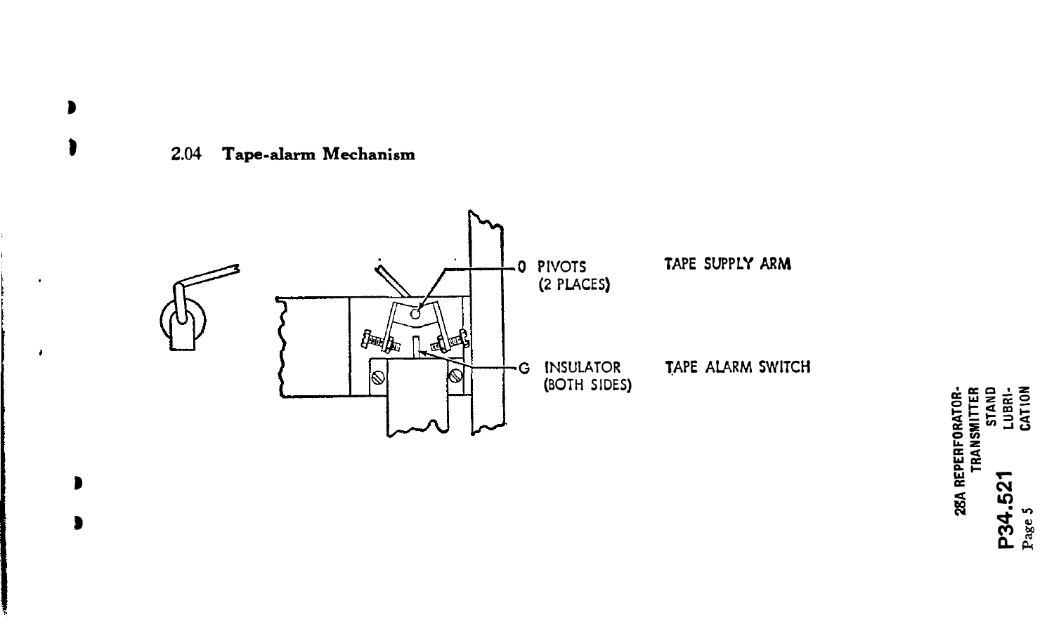### 2.04 Tape-alarm Mechanism

O PIVOTS (2 PLACES)

TAPE SUPPLY ARM

G INSULATOR (BOTH SIDES)

TAPE ALARM SWITCH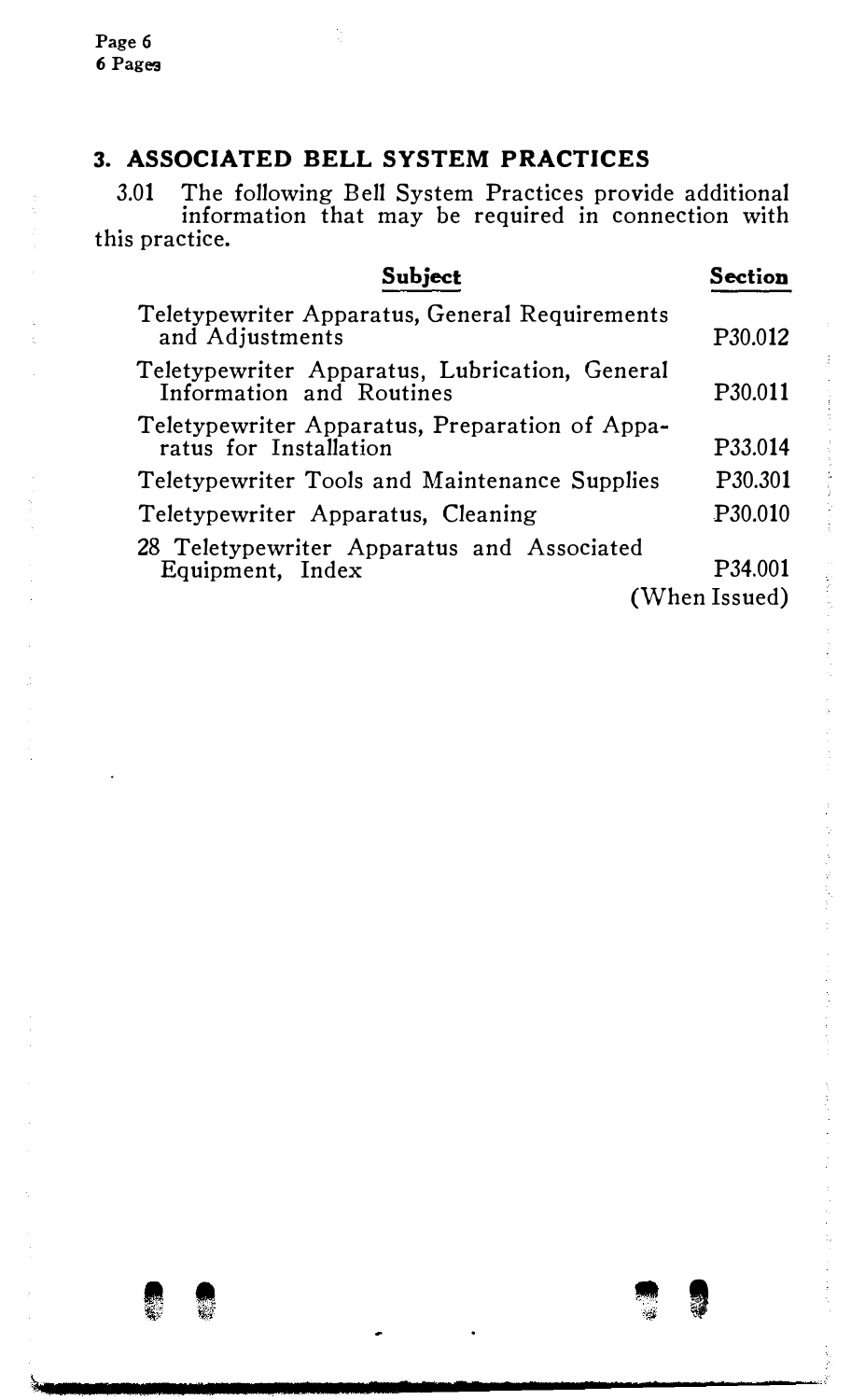## 3. ASSOCIATED BELL SYSTEM PRACTICES

3.01 The following Bell System Practices provide additional information that may be required in connection with this practice.

| Subject | Section |
|---|---|
| Teletypewriter Apparatus, General Requirements and Adjustments | P30.012 |
| Teletypewriter Apparatus, Lubrication, General Information and Routines | P30.011 |
| Teletypewriter Apparatus, Preparation of Apparatus for Installation | P33.014 |
| Teletypewriter Tools and Maintenance Supplies | P30.301 |
| Teletypewriter Apparatus, Cleaning | P30.010 |
| 28 Teletypewriter Apparatus and Associated Equipment, Index | P34.001 (When Issued) |